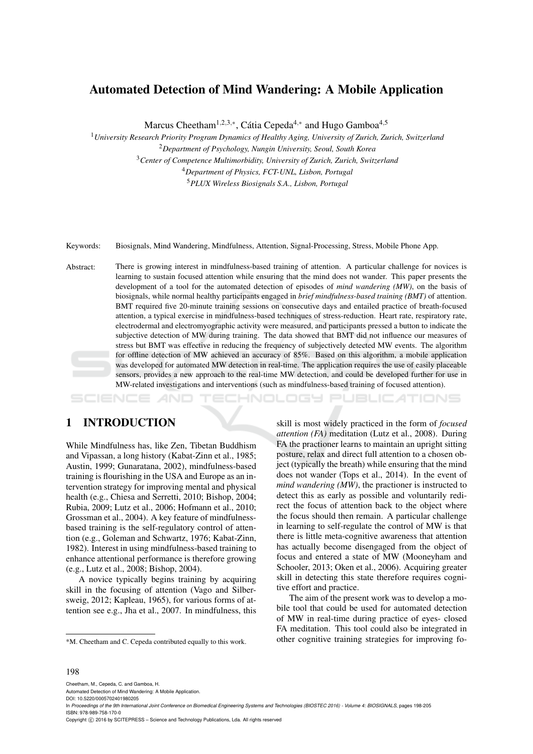# Automated Detection of Mind Wandering: A Mobile Application

Marcus Cheetham[1,2,3,*], Cátia Cepeda[4,*] and Hugo Gamboa[4,5]

[1]*University Research Priority Program Dynamics of Healthy Aging, University of Zurich, Zurich, Switzerland*
[2]*Department of Psychology, Nungin University, Seoul, South Korea*
[3]*Center of Competence Multimorbidity, University of Zurich, Zurich, Switzerland*
[4]*Department of Physics, FCT-UNL, Lisbon, Portugal*
[5]*PLUX Wireless Biosignals S.A., Lisbon, Portugal*

Keywords: Biosignals, Mind Wandering, Mindfulness, Attention, Signal-Processing, Stress, Mobile Phone App.

Abstract: There is growing interest in mindfulness-based training of attention. A particular challenge for novices is learning to sustain focused attention while ensuring that the mind does not wander. This paper presents the development of a tool for the automated detection of episodes of *mind wandering (MW)*, on the basis of biosignals, while normal healthy participants engaged in *brief mindfulness-based training (BMT)* of attention. BMT required five 20-minute training sessions on consecutive days and entailed practice of breath-focused attention, a typical exercise in mindfulness-based techniques of stress-reduction. Heart rate, respiratory rate, electrodermal and electromyographic activity were measured, and participants pressed a button to indicate the subjective detection of MW during training. The data showed that BMT did not influence our measures of stress but BMT was effective in reducing the frequency of subjectively detected MW events. The algorithm for offline detection of MW achieved an accuracy of 85%. Based on this algorithm, a mobile application was developed for automated MW detection in real-time. The application requires the use of easily placeable sensors, provides a new approach to the real-time MW detection, and could be developed further for use in MW-related investigations and interventions (such as mindfulness-based training of focused attention).

## 1 INTRODUCTION

While Mindfulness has, like Zen, Tibetan Buddhism and Vipassan, a long history (Kabat-Zinn et al., 1985; Austin, 1999; Gunaratana, 2002), mindfulness-based training is flourishing in the USA and Europe as an intervention strategy for improving mental and physical health (e.g., Chiesa and Serretti, 2010; Bishop, 2004; Rubia, 2009; Lutz et al., 2006; Hofmann et al., 2010; Grossman et al., 2004). A key feature of mindfulness-based training is the self-regulatory control of attention (e.g., Goleman and Schwartz, 1976; Kabat-Zinn, 1982). Interest in using mindfulness-based training to enhance attentional performance is therefore growing (e.g., Lutz et al., 2008; Bishop, 2004).

A novice typically begins training by acquiring skill in the focusing of attention (Vago and Silbersweig, 2012; Kapleau, 1965), for various forms of attention see e.g., Jha et al., 2007. In mindfulness, this skill is most widely practiced in the form of *focused attention (FA)* meditation (Lutz et al., 2008). During FA the practioner learns to maintain an upright sitting posture, relax and direct full attention to a chosen object (typically the breath) while ensuring that the mind does not wander (Tops et al., 2014). In the event of *mind wandering (MW)*, the practioner is instructed to detect this as early as possible and voluntarily redirect the focus of attention back to the object where the focus should then remain. A particular challenge in learning to self-regulate the control of MW is that there is little meta-cognitive awareness that attention has actually become disengaged from the object of focus and entered a state of MW (Mooneyham and Schooler, 2013; Oken et al., 2006). Acquiring greater skill in detecting this state therefore requires cognitive effort and practice.

The aim of the present work was to develop a mobile tool that could be used for automated detection of MW in real-time during practice of eyes- closed FA meditation. This tool could also be integrated in other cognitive training strategies for improving fo-

*M. Cheetham and C. Cepeda contributed equally to this work.

Cheetham, M., Cepeda, C. and Gamboa, H.
Automated Detection of Mind Wandering: A Mobile Application.
DOI: 10.5220/0005702401980205
In *Proceedings of the 9th International Joint Conference on Biomedical Engineering Systems and Technologies (BIOSTEC 2016) - Volume 4: BIOSIGNALS*, pages 198-205
ISBN: 978-989-758-170-0
Copyright © 2016 by SCITEPRESS – Science and Technology Publications, Lda. All rights reserved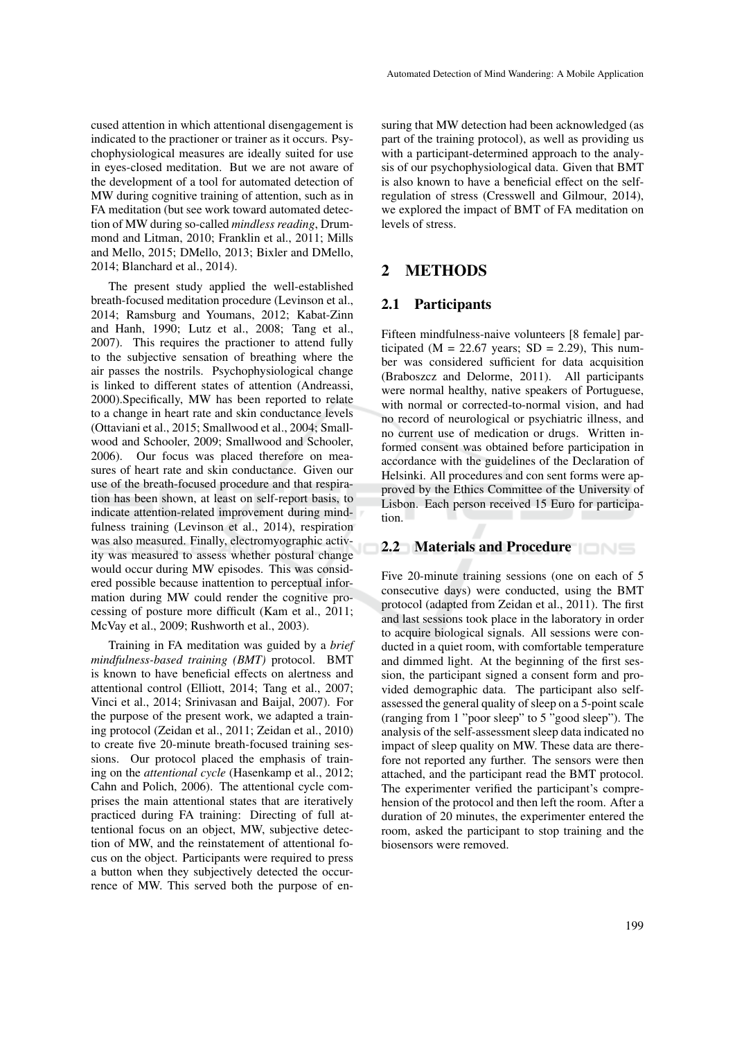cused attention in which attentional disengagement is indicated to the practioner or trainer as it occurs. Psychophysiological measures are ideally suited for use in eyes-closed meditation. But we are not aware of the development of a tool for automated detection of MW during cognitive training of attention, such as in FA meditation (but see work toward automated detection of MW during so-called *mindless reading*, Drummond and Litman, 2010; Franklin et al., 2011; Mills and Mello, 2015; DMello, 2013; Bixler and DMello, 2014; Blanchard et al., 2014).

The present study applied the well-established breath-focused meditation procedure (Levinson et al., 2014; Ramsburg and Youmans, 2012; Kabat-Zinn and Hanh, 1990; Lutz et al., 2008; Tang et al., 2007). This requires the practioner to attend fully to the subjective sensation of breathing where the air passes the nostrils. Psychophysiological change is linked to different states of attention (Andreassi, 2000).Specifically, MW has been reported to relate to a change in heart rate and skin conductance levels (Ottaviani et al., 2015; Smallwood et al., 2004; Smallwood and Schooler, 2009; Smallwood and Schooler, 2006). Our focus was placed therefore on measures of heart rate and skin conductance. Given our use of the breath-focused procedure and that respiration has been shown, at least on self-report basis, to indicate attention-related improvement during mindfulness training (Levinson et al., 2014), respiration was also measured. Finally, electromyographic activity was measured to assess whether postural change would occur during MW episodes. This was considered possible because inattention to perceptual information during MW could render the cognitive processing of posture more difficult (Kam et al., 2011; McVay et al., 2009; Rushworth et al., 2003).

Training in FA meditation was guided by a *brief mindfulness-based training (BMT)* protocol. BMT is known to have beneficial effects on alertness and attentional control (Elliott, 2014; Tang et al., 2007; Vinci et al., 2014; Srinivasan and Baijal, 2007). For the purpose of the present work, we adapted a training protocol (Zeidan et al., 2011; Zeidan et al., 2010) to create five 20-minute breath-focused training sessions. Our protocol placed the emphasis of training on the *attentional cycle* (Hasenkamp et al., 2012; Cahn and Polich, 2006). The attentional cycle comprises the main attentional states that are iteratively practiced during FA training: Directing of full attentional focus on an object, MW, subjective detection of MW, and the reinstatement of attentional focus on the object. Participants were required to press a button when they subjectively detected the occurrence of MW. This served both the purpose of ensuring that MW detection had been acknowledged (as part of the training protocol), as well as providing us with a participant-determined approach to the analysis of our psychophysiological data. Given that BMT is also known to have a beneficial effect on the self-regulation of stress (Cresswell and Gilmour, 2014), we explored the impact of BMT of FA meditation on levels of stress.

# 2 METHODS

## 2.1 Participants

Fifteen mindfulness-naive volunteers [8 female] participated (M = 22.67 years; SD = 2.29), This number was considered sufficient for data acquisition (Braboszcz and Delorme, 2011). All participants were normal healthy, native speakers of Portuguese, with normal or corrected-to-normal vision, and had no record of neurological or psychiatric illness, and no current use of medication or drugs. Written informed consent was obtained before participation in accordance with the guidelines of the Declaration of Helsinki. All procedures and con sent forms were approved by the Ethics Committee of the University of Lisbon. Each person received 15 Euro for participation.

## 2.2 Materials and Procedure

Five 20-minute training sessions (one on each of 5 consecutive days) were conducted, using the BMT protocol (adapted from Zeidan et al., 2011). The first and last sessions took place in the laboratory in order to acquire biological signals. All sessions were conducted in a quiet room, with comfortable temperature and dimmed light. At the beginning of the first session, the participant signed a consent form and provided demographic data. The participant also self-assessed the general quality of sleep on a 5-point scale (ranging from 1 "poor sleep" to 5 "good sleep"). The analysis of the self-assessment sleep data indicated no impact of sleep quality on MW. These data are therefore not reported any further. The sensors were then attached, and the participant read the BMT protocol. The experimenter verified the participant's comprehension of the protocol and then left the room. After a duration of 20 minutes, the experimenter entered the room, asked the participant to stop training and the biosensors were removed.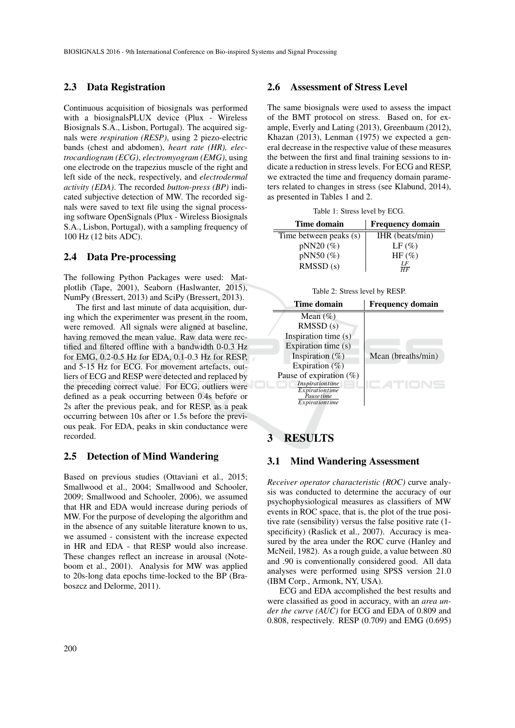### 2.3 Data Registration

Continuous acquisition of biosignals was performed with a biosignalsPLUX device (Plux - Wireless Biosignals S.A., Lisbon, Portugal). The acquired signals were *respiration (RESP)*, using 2 piezo-electric bands (chest and abdomen), *heart rate (HR), electrocardiogram (ECG)*, *electromyogram (EMG)*, using one electrode on the trapezius muscle of the right and left side of the neck, respectively, and *electrodermal activity (EDA)*. The recorded *button-press (BP)* indicated subjective detection of MW. The recorded signals were saved to text file using the signal processing software OpenSignals (Plux - Wireless Biosignals S.A., Lisbon, Portugal), with a sampling frequency of 100 Hz (12 bits ADC).

### 2.4 Data Pre-processing

The following Python Packages were used: Matplotlib (Tape, 2001), Seaborn (Haslwanter, 2015), NumPy (Bressert, 2013) and SciPy (Bressert, 2013).

The first and last minute of data acquisition, during which the experimenter was present in the room, were removed. All signals were aligned at baseline, having removed the mean value. Raw data were rectified and filtered offline with a bandwidth 0-0.3 Hz for EMG, 0.2-0.5 Hz for EDA, 0.1-0.3 Hz for RESP, and 5-15 Hz for ECG. For movement artefacts, outliers of ECG and RESP were detected and replaced by the preceding correct value. For ECG, outliers were defined as a peak occurring between 0.4s before or 2s after the previous peak, and for RESP, as a peak occurring between 10s after or 1.5s before the previous peak. For EDA, peaks in skin conductance were recorded.

### 2.5 Detection of Mind Wandering

Based on previous studies (Ottaviani et al., 2015; Smallwood et al., 2004; Smallwood and Schooler, 2009; Smallwood and Schooler, 2006), we assumed that HR and EDA would increase during periods of MW. For the purpose of developing the algorithm and in the absence of any suitable literature known to us, we assumed - consistent with the increase expected in HR and EDA - that RESP would also increase. These changes reflect an increase in arousal (Noteboom et al., 2001). Analysis for MW was applied to 20s-long data epochs time-locked to the BP (Braboszcz and Delorme, 2011).

### 2.6 Assessment of Stress Level

The same biosignals were used to assess the impact of the BMT protocol on stress. Based on, for example, Everly and Lating (2013), Greenbaum (2012), Khazan (2013), Lenman (1975) we expected a general decrease in the respective value of these measures the between the first and final training sessions to indicate a reduction in stress levels. For ECG and RESP, we extracted the time and frequency domain parameters related to changes in stress (see Klabund, 2014), as presented in Tables 1 and 2.

Table 1: Stress level by ECG.

| Time domain | Frequency domain |
|---|---|
| Time between peaks (s) | IHR (beats/min) |
| pNN20 (%) | LF (%) |
| pNN50 (%) | HF (%) |
| RMSSD (s) | $\frac{LF}{HF}$ |

Table 2: Stress level by RESP.

| Time domain | Frequency domain |
|---|---|
| Mean (%) | |
| RMSSD (s) | |
| Inspiration time (s) | |
| Expiration time (s) | |
| Inspiration (%) | Mean (breaths/min) |
| Expiration (%) | |
| Pause of expiration (%) | |
| $\frac{Inspiration time}{Expiration time}$ | |
| $\frac{Pause time}{Expiration time}$ | |

## 3 RESULTS

### 3.1 Mind Wandering Assessment

*Receiver operator characteristic (ROC)* curve analysis was conducted to determine the accuracy of our psychophysiological measures as classifiers of MW events in ROC space, that is, the plot of the true positive rate (sensibility) versus the false positive rate (1-specificity) (Raslick et al., 2007). Accuracy is measured by the area under the ROC curve (Hanley and McNeil, 1982). As a rough guide, a value between .80 and .90 is conventionally considered good. All data analyses were performed using SPSS version 21.0 (IBM Corp., Armonk, NY, USA).

ECG and EDA accomplished the best results and were classified as good in accuracy, with an *area under the curve (AUC)* for ECG and EDA of 0.809 and 0.808, respectively. RESP (0.709) and EMG (0.695)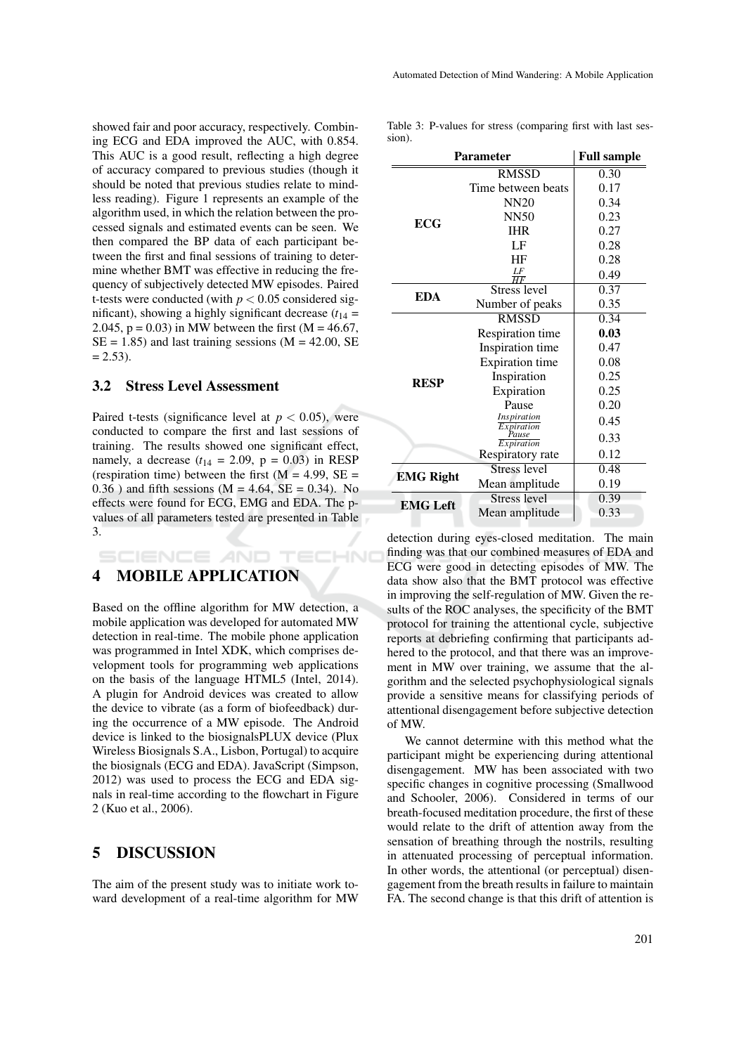showed fair and poor accuracy, respectively. Combining ECG and EDA improved the AUC, with 0.854. This AUC is a good result, reflecting a high degree of accuracy compared to previous studies (though it should be noted that previous studies relate to mindless reading). Figure 1 represents an example of the algorithm used, in which the relation between the processed signals and estimated events can be seen. We then compared the BP data of each participant between the first and final sessions of training to determine whether BMT was effective in reducing the frequency of subjectively detected MW episodes. Paired t-tests were conducted (with $p < 0.05$ considered significant), showing a highly significant decrease ($t_{14}$ = 2.045, p = 0.03) in MW between the first (M = 46.67, SE = 1.85) and last training sessions (M = 42.00, SE = 2.53).

### 3.2 Stress Level Assessment

Paired t-tests (significance level at $p < 0.05$), were conducted to compare the first and last sessions of training. The results showed one significant effect, namely, a decrease ($t_{14}$ = 2.09, p = 0.03) in RESP (respiration time) between the first (M = 4.99, SE = 0.36 ) and fifth sessions (M = 4.64, SE = 0.34). No effects were found for ECG, EMG and EDA. The p-values of all parameters tested are presented in Table 3.

Table 3: P-values for stress (comparing first with last session).

| Parameter | | Full sample |
|---|---|---|
| **ECG** | RMSSD | 0.30 |
| | Time between beats | 0.17 |
| | NN20 | 0.34 |
| | NN50 | 0.23 |
| | IHR | 0.27 |
| | LF | 0.28 |
| | HF | 0.28 |
| | $\frac{LF}{HF}$ | 0.49 |
| **EDA** | Stress level | 0.37 |
| | Number of peaks | 0.35 |
| **RESP** | RMSSD | 0.34 |
| | Respiration time | **0.03** |
| | Inspiration time | 0.47 |
| | Expiration time | 0.08 |
| | Inspiration | 0.25 |
| | Expiration | 0.25 |
| | Pause | 0.20 |
| | $\frac{Inspiration}{Expiration}$ | 0.45 |
| | $\frac{Pause}{Expiration}$ | 0.33 |
| | Respiratory rate | 0.12 |
| **EMG Right** | Stress level | 0.48 |
| | Mean amplitude | 0.19 |
| **EMG Left** | Stress level | 0.39 |
| | Mean amplitude | 0.33 |

## 4 MOBILE APPLICATION

Based on the offline algorithm for MW detection, a mobile application was developed for automated MW detection in real-time. The mobile phone application was programmed in Intel XDK, which comprises development tools for programming web applications on the basis of the language HTML5 (Intel, 2014). A plugin for Android devices was created to allow the device to vibrate (as a form of biofeedback) during the occurrence of a MW episode. The Android device is linked to the biosignalsPLUX device (Plux Wireless Biosignals S.A., Lisbon, Portugal) to acquire the biosignals (ECG and EDA). JavaScript (Simpson, 2012) was used to process the ECG and EDA signals in real-time according to the flowchart in Figure 2 (Kuo et al., 2006).

## 5 DISCUSSION

The aim of the present study was to initiate work toward development of a real-time algorithm for MW detection during eyes-closed meditation. The main finding was that our combined measures of EDA and ECG were good in detecting episodes of MW. The data show also that the BMT protocol was effective in improving the self-regulation of MW. Given the results of the ROC analyses, the specificity of the BMT protocol for training the attentional cycle, subjective reports at debriefing confirming that participants adhered to the protocol, and that there was an improvement in MW over training, we assume that the algorithm and the selected psychophysiological signals provide a sensitive means for classifying periods of attentional disengagement before subjective detection of MW.

We cannot determine with this method what the participant might be experiencing during attentional disengagement. MW has been associated with two specific changes in cognitive processing (Smallwood and Schooler, 2006). Considered in terms of our breath-focused meditation procedure, the first of these would relate to the drift of attention away from the sensation of breathing through the nostrils, resulting in attenuated processing of perceptual information. In other words, the attentional (or perceptual) disengagement from the breath results in failure to maintain FA. The second change is that this drift of attention is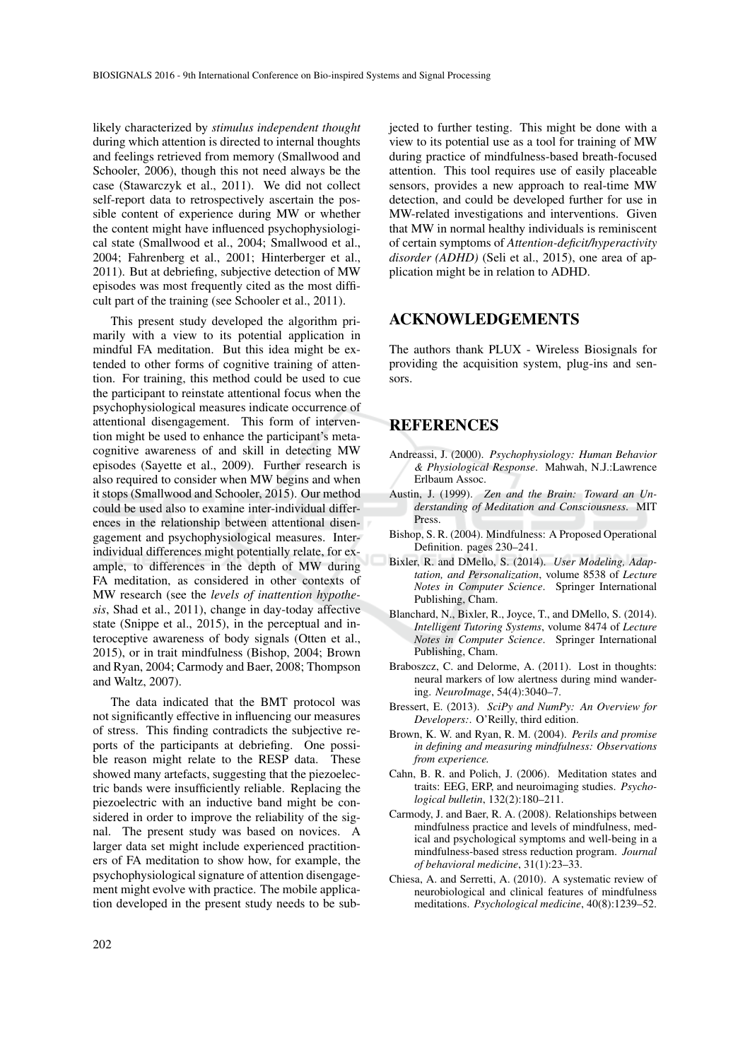likely characterized by *stimulus independent thought* during which attention is directed to internal thoughts and feelings retrieved from memory (Smallwood and Schooler, 2006), though this not need always be the case (Stawarczyk et al., 2011). We did not collect self-report data to retrospectively ascertain the possible content of experience during MW or whether the content might have influenced psychophysiological state (Smallwood et al., 2004; Smallwood et al., 2004; Fahrenberg et al., 2001; Hinterberger et al., 2011). But at debriefing, subjective detection of MW episodes was most frequently cited as the most difficult part of the training (see Schooler et al., 2011).

This present study developed the algorithm primarily with a view to its potential application in mindful FA meditation. But this idea might be extended to other forms of cognitive training of attention. For training, this method could be used to cue the participant to reinstate attentional focus when the psychophysiological measures indicate occurrence of attentional disengagement. This form of intervention might be used to enhance the participant's metacognitive awareness of and skill in detecting MW episodes (Sayette et al., 2009). Further research is also required to consider when MW begins and when it stops (Smallwood and Schooler, 2015). Our method could be used also to examine inter-individual differences in the relationship between attentional disengagement and psychophysiological measures. Inter-individual differences might potentially relate, for example, to differences in the depth of MW during FA meditation, as considered in other contexts of MW research (see the *levels of inattention hypothesis*, Shad et al., 2011), change in day-today affective state (Snippe et al., 2015), in the perceptual and interoceptive awareness of body signals (Otten et al., 2015), or in trait mindfulness (Bishop, 2004; Brown and Ryan, 2004; Carmody and Baer, 2008; Thompson and Waltz, 2007).

The data indicated that the BMT protocol was not significantly effective in influencing our measures of stress. This finding contradicts the subjective reports of the participants at debriefing. One possible reason might relate to the RESP data. These showed many artefacts, suggesting that the piezoelectric bands were insufficiently reliable. Replacing the piezoelectric with an inductive band might be considered in order to improve the reliability of the signal. The present study was based on novices. A larger data set might include experienced practitioners of FA meditation to show how, for example, the psychophysiological signature of attention disengagement might evolve with practice. The mobile application developed in the present study needs to be subjected to further testing. This might be done with a view to its potential use as a tool for training of MW during practice of mindfulness-based breath-focused attention. This tool requires use of easily placeable sensors, provides a new approach to real-time MW detection, and could be developed further for use in MW-related investigations and interventions. Given that MW in normal healthy individuals is reminiscent of certain symptoms of *Attention-deficit/hyperactivity disorder (ADHD)* (Seli et al., 2015), one area of application might be in relation to ADHD.

## ACKNOWLEDGEMENTS

The authors thank PLUX - Wireless Biosignals for providing the acquisition system, plug-ins and sensors.

## REFERENCES

Andreassi, J. (2000). *Psychophysiology: Human Behavior & Physiological Response*. Mahwah, N.J.:Lawrence Erlbaum Assoc.

Austin, J. (1999). *Zen and the Brain: Toward an Understanding of Meditation and Consciousness*. MIT Press.

Bishop, S. R. (2004). Mindfulness: A Proposed Operational Definition. pages 230–241.

Bixler, R. and DMello, S. (2014). *User Modeling, Adaptation, and Personalization*, volume 8538 of *Lecture Notes in Computer Science*. Springer International Publishing, Cham.

Blanchard, N., Bixler, R., Joyce, T., and DMello, S. (2014). *Intelligent Tutoring Systems*, volume 8474 of *Lecture Notes in Computer Science*. Springer International Publishing, Cham.

Braboszcz, C. and Delorme, A. (2011). Lost in thoughts: neural markers of low alertness during mind wandering. *NeuroImage*, 54(4):3040–7.

Bressert, E. (2013). *SciPy and NumPy: An Overview for Developers:*. O'Reilly, third edition.

Brown, K. W. and Ryan, R. M. (2004). *Perils and promise in defining and measuring mindfulness: Observations from experience.*

Cahn, B. R. and Polich, J. (2006). Meditation states and traits: EEG, ERP, and neuroimaging studies. *Psychological bulletin*, 132(2):180–211.

Carmody, J. and Baer, R. A. (2008). Relationships between mindfulness practice and levels of mindfulness, medical and psychological symptoms and well-being in a mindfulness-based stress reduction program. *Journal of behavioral medicine*, 31(1):23–33.

Chiesa, A. and Serretti, A. (2010). A systematic review of neurobiological and clinical features of mindfulness meditations. *Psychological medicine*, 40(8):1239–52.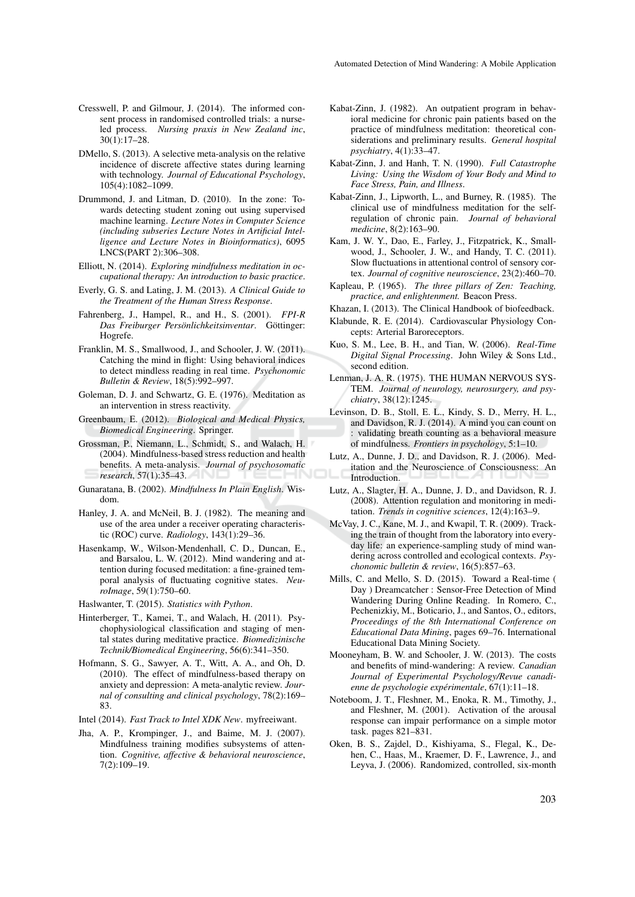Cresswell, P. and Gilmour, J. (2014). The informed consent process in randomised controlled trials: a nurse-led process. *Nursing praxis in New Zealand inc*, 30(1):17–28.

DMello, S. (2013). A selective meta-analysis on the relative incidence of discrete affective states during learning with technology. *Journal of Educational Psychology*, 105(4):1082–1099.

Drummond, J. and Litman, D. (2010). In the zone: Towards detecting student zoning out using supervised machine learning. *Lecture Notes in Computer Science (including subseries Lecture Notes in Artificial Intelligence and Lecture Notes in Bioinformatics)*, 6095 LNCS(PART 2):306–308.

Elliott, N. (2014). *Exploring mindfulness meditation in occupational therapy: An introduction to basic practice*.

Everly, G. S. and Lating, J. M. (2013). *A Clinical Guide to the Treatment of the Human Stress Response*.

Fahrenberg, J., Hampel, R., and H., S. (2001). *FPI-R Das Freiburger Persönlichkeitsinventar*. Göttinger: Hogrefe.

Franklin, M. S., Smallwood, J., and Schooler, J. W. (2011). Catching the mind in flight: Using behavioral indices to detect mindless reading in real time. *Psychonomic Bulletin & Review*, 18(5):992–997.

Goleman, D. J. and Schwartz, G. E. (1976). Meditation as an intervention in stress reactivity.

Greenbaum, E. (2012). *Biological and Medical Physics, Biomedical Engineering*. Springer.

Grossman, P., Niemann, L., Schmidt, S., and Walach, H. (2004). Mindfulness-based stress reduction and health benefits. A meta-analysis. *Journal of psychosomatic research*, 57(1):35–43.

Gunaratana, B. (2002). *Mindfulness In Plain English*. Wisdom.

Hanley, J. A. and McNeil, B. J. (1982). The meaning and use of the area under a receiver operating characteristic (ROC) curve. *Radiology*, 143(1):29–36.

Hasenkamp, W., Wilson-Mendenhall, C. D., Duncan, E., and Barsalou, L. W. (2012). Mind wandering and attention during focused meditation: a fine-grained temporal analysis of fluctuating cognitive states. *NeuroImage*, 59(1):750–60.

Haslwanter, T. (2015). *Statistics with Python*.

Hinterberger, T., Kamei, T., and Walach, H. (2011). Psychophysiological classification and staging of mental states during meditative practice. *Biomedizinische Technik/Biomedical Engineering*, 56(6):341–350.

Hofmann, S. G., Sawyer, A. T., Witt, A. A., and Oh, D. (2010). The effect of mindfulness-based therapy on anxiety and depression: A meta-analytic review. *Journal of consulting and clinical psychology*, 78(2):169–83.

Intel (2014). *Fast Track to Intel XDK New*. myfreeiwant.

Jha, A. P., Krompinger, J., and Baime, M. J. (2007). Mindfulness training modifies subsystems of attention. *Cognitive, affective & behavioral neuroscience*, 7(2):109–19.

Kabat-Zinn, J. (1982). An outpatient program in behavioral medicine for chronic pain patients based on the practice of mindfulness meditation: theoretical considerations and preliminary results. *General hospital psychiatry*, 4(1):33–47.

Kabat-Zinn, J. and Hanh, T. N. (1990). *Full Catastrophe Living: Using the Wisdom of Your Body and Mind to Face Stress, Pain, and Illness*.

Kabat-Zinn, J., Lipworth, L., and Burney, R. (1985). The clinical use of mindfulness meditation for the self-regulation of chronic pain. *Journal of behavioral medicine*, 8(2):163–90.

Kam, J. W. Y., Dao, E., Farley, J., Fitzpatrick, K., Smallwood, J., Schooler, J. W., and Handy, T. C. (2011). Slow fluctuations in attentional control of sensory cortex. *Journal of cognitive neuroscience*, 23(2):460–70.

Kapleau, P. (1965). *The three pillars of Zen: Teaching, practice, and enlightenment.* Beacon Press.

Khazan, I. (2013). The Clinical Handbook of biofeedback.

Klabunde, R. E. (2014). Cardiovascular Physiology Concepts: Arterial Baroreceptors.

Kuo, S. M., Lee, B. H., and Tian, W. (2006). *Real-Time Digital Signal Processing*. John Wiley & Sons Ltd., second edition.

Lenman, J. A. R. (1975). THE HUMAN NERVOUS SYSTEM. *Journal of neurology, neurosurgery, and psychiatry*, 38(12):1245.

Levinson, D. B., Stoll, E. L., Kindy, S. D., Merry, H. L., and Davidson, R. J. (2014). A mind you can count on : validating breath counting as a behavioral measure of mindfulness. *Frontiers in psychology*, 5:1–10.

Lutz, A., Dunne, J. D., and Davidson, R. J. (2006). Meditation and the Neuroscience of Consciousness: An Introduction.

Lutz, A., Slagter, H. A., Dunne, J. D., and Davidson, R. J. (2008). Attention regulation and monitoring in meditation. *Trends in cognitive sciences*, 12(4):163–9.

McVay, J. C., Kane, M. J., and Kwapil, T. R. (2009). Tracking the train of thought from the laboratory into everyday life: an experience-sampling study of mind wandering across controlled and ecological contexts. *Psychonomic bulletin & review*, 16(5):857–63.

Mills, C. and Mello, S. D. (2015). Toward a Real-time ( Day ) Dreamcatcher : Sensor-Free Detection of Mind Wandering During Online Reading. In Romero, C., Pechenizkiy, M., Boticario, J., and Santos, O., editors, *Proceedings of the 8th International Conference on Educational Data Mining*, pages 69–76. International Educational Data Mining Society.

Mooneyham, B. W. and Schooler, J. W. (2013). The costs and benefits of mind-wandering: A review. *Canadian Journal of Experimental Psychology/Revue canadienne de psychologie expérimentale*, 67(1):11–18.

Noteboom, J. T., Fleshner, M., Enoka, R. M., Timothy, J., and Fleshner, M. (2001). Activation of the arousal response can impair performance on a simple motor task. pages 821–831.

Oken, B. S., Zajdel, D., Kishiyama, S., Flegal, K., Dehen, C., Haas, M., Kraemer, D. F., Lawrence, J., and Leyva, J. (2006). Randomized, controlled, six-month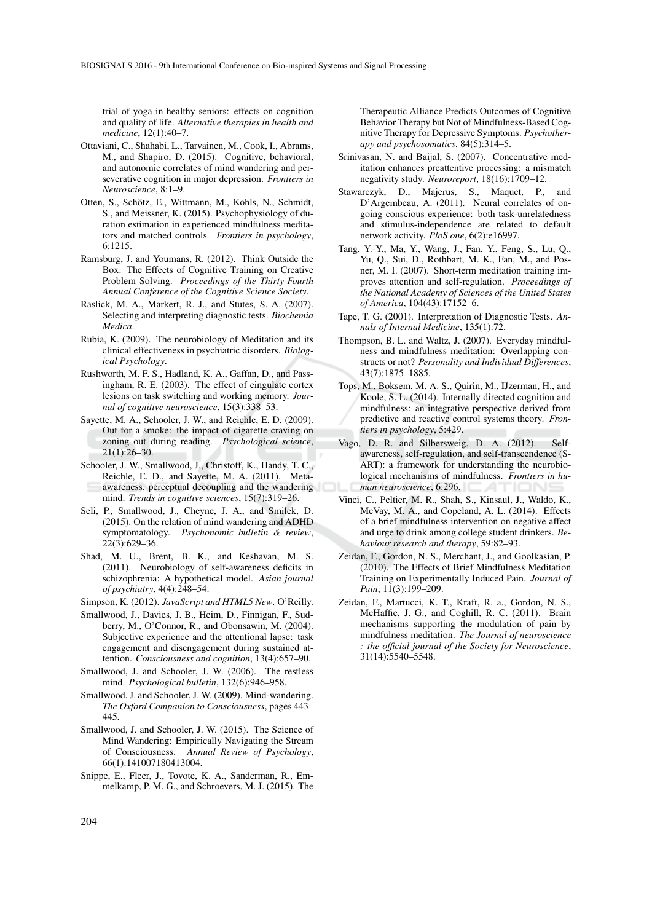trial of yoga in healthy seniors: effects on cognition and quality of life. *Alternative therapies in health and medicine*, 12(1):40–7.

Ottaviani, C., Shahabi, L., Tarvainen, M., Cook, I., Abrams, M., and Shapiro, D. (2015). Cognitive, behavioral, and autonomic correlates of mind wandering and perseverative cognition in major depression. *Frontiers in Neuroscience*, 8:1–9.

Otten, S., Schötz, E., Wittmann, M., Kohls, N., Schmidt, S., and Meissner, K. (2015). Psychophysiology of duration estimation in experienced mindfulness meditators and matched controls. *Frontiers in psychology*, 6:1215.

Ramsburg, J. and Youmans, R. (2012). Think Outside the Box: The Effects of Cognitive Training on Creative Problem Solving. *Proceedings of the Thirty-Fourth Annual Conference of the Cognitive Science Society*.

Raslick, M. A., Markert, R. J., and Stutes, S. A. (2007). Selecting and interpreting diagnostic tests. *Biochemia Medica*.

Rubia, K. (2009). The neurobiology of Meditation and its clinical effectiveness in psychiatric disorders. *Biological Psychology*.

Rushworth, M. F. S., Hadland, K. A., Gaffan, D., and Passingham, R. E. (2003). The effect of cingulate cortex lesions on task switching and working memory. *Journal of cognitive neuroscience*, 15(3):338–53.

Sayette, M. A., Schooler, J. W., and Reichle, E. D. (2009). Out for a smoke: the impact of cigarette craving on zoning out during reading. *Psychological science*, 21(1):26–30.

Schooler, J. W., Smallwood, J., Christoff, K., Handy, T. C., Reichle, E. D., and Sayette, M. A. (2011). Meta-awareness, perceptual decoupling and the wandering mind. *Trends in cognitive sciences*, 15(7):319–26.

Seli, P., Smallwood, J., Cheyne, J. A., and Smilek, D. (2015). On the relation of mind wandering and ADHD symptomatology. *Psychonomic bulletin & review*, 22(3):629–36.

Shad, M. U., Brent, B. K., and Keshavan, M. S. (2011). Neurobiology of self-awareness deficits in schizophrenia: A hypothetical model. *Asian journal of psychiatry*, 4(4):248–54.

Simpson, K. (2012). *JavaScript and HTML5 New*. O'Reilly.

Smallwood, J., Davies, J. B., Heim, D., Finnigan, F., Sudberry, M., O'Connor, R., and Obonsawin, M. (2004). Subjective experience and the attentional lapse: task engagement and disengagement during sustained attention. *Consciousness and cognition*, 13(4):657–90.

Smallwood, J. and Schooler, J. W. (2006). The restless mind. *Psychological bulletin*, 132(6):946–958.

Smallwood, J. and Schooler, J. W. (2009). Mind-wandering. *The Oxford Companion to Consciousness*, pages 443–445.

Smallwood, J. and Schooler, J. W. (2015). The Science of Mind Wandering: Empirically Navigating the Stream of Consciousness. *Annual Review of Psychology*, 66(1):141007180413004.

Snippe, E., Fleer, J., Tovote, K. A., Sanderman, R., Emmelkamp, P. M. G., and Schroevers, M. J. (2015). The Therapeutic Alliance Predicts Outcomes of Cognitive Behavior Therapy but Not of Mindfulness-Based Cognitive Therapy for Depressive Symptoms. *Psychotherapy and psychosomatics*, 84(5):314–5.

Srinivasan, N. and Baijal, S. (2007). Concentrative meditation enhances preattentive processing: a mismatch negativity study. *Neuroreport*, 18(16):1709–12.

Stawarczyk, D., Majerus, S., Maquet, P., and D'Argembeau, A. (2011). Neural correlates of ongoing conscious experience: both task-unrelatedness and stimulus-independence are related to default network activity. *PloS one*, 6(2):e16997.

Tang, Y.-Y., Ma, Y., Wang, J., Fan, Y., Feng, S., Lu, Q., Yu, Q., Sui, D., Rothbart, M. K., Fan, M., and Posner, M. I. (2007). Short-term meditation training improves attention and self-regulation. *Proceedings of the National Academy of Sciences of the United States of America*, 104(43):17152–6.

Tape, T. G. (2001). Interpretation of Diagnostic Tests. *Annals of Internal Medicine*, 135(1):72.

Thompson, B. L. and Waltz, J. (2007). Everyday mindfulness and mindfulness meditation: Overlapping constructs or not? *Personality and Individual Differences*, 43(7):1875–1885.

Tops, M., Boksem, M. A. S., Quirin, M., IJzerman, H., and Koole, S. L. (2014). Internally directed cognition and mindfulness: an integrative perspective derived from predictive and reactive control systems theory. *Frontiers in psychology*, 5:429.

Vago, D. R. and Silbersweig, D. A. (2012). Self-awareness, self-regulation, and self-transcendence (S-ART): a framework for understanding the neurobiological mechanisms of mindfulness. *Frontiers in human neuroscience*, 6:296.

Vinci, C., Peltier, M. R., Shah, S., Kinsaul, J., Waldo, K., McVay, M. A., and Copeland, A. L. (2014). Effects of a brief mindfulness intervention on negative affect and urge to drink among college student drinkers. *Behaviour research and therapy*, 59:82–93.

Zeidan, F., Gordon, N. S., Merchant, J., and Goolkasian, P. (2010). The Effects of Brief Mindfulness Meditation Training on Experimentally Induced Pain. *Journal of Pain*, 11(3):199–209.

Zeidan, F., Martucci, K. T., Kraft, R. a., Gordon, N. S., McHaffie, J. G., and Coghill, R. C. (2011). Brain mechanisms supporting the modulation of pain by mindfulness meditation. *The Journal of neuroscience : the official journal of the Society for Neuroscience*, 31(14):5540–5548.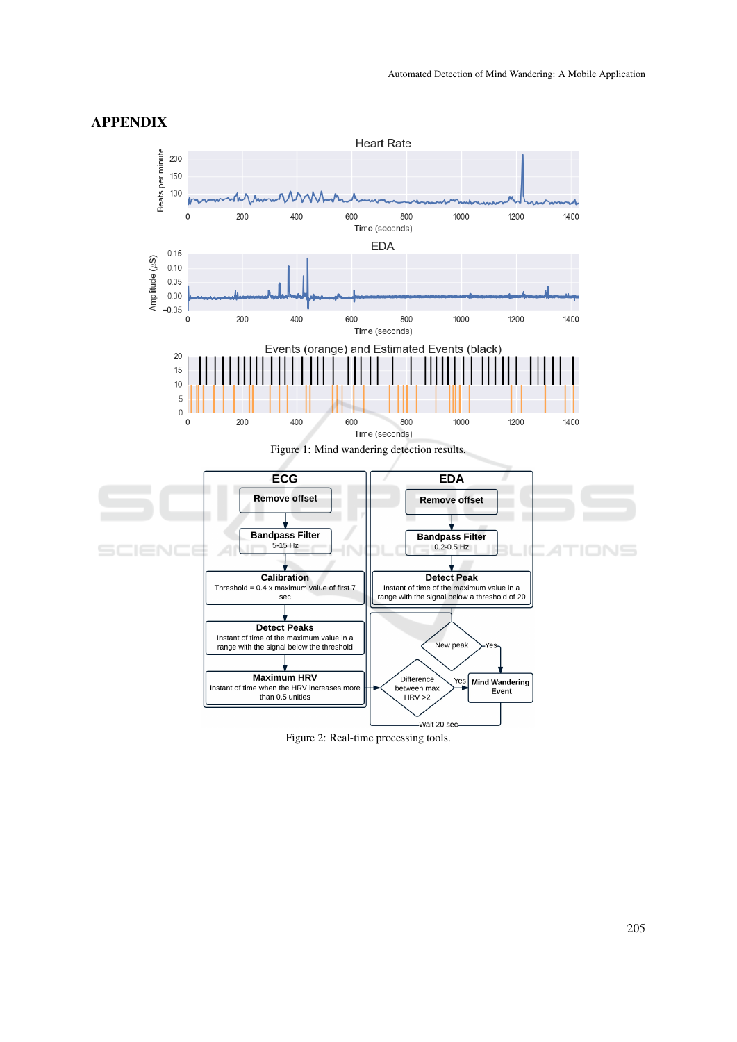# APPENDIX

Heart Rate

Beats per minute

200
150
100

0 200 400 600 800 1000 1200 1400

Time (seconds)

EDA

Amplitude (μS)

0.15
0.10
0.05
0.00
−0.05

0 200 400 600 800 1000 1200 1400

Time (seconds)

Events (orange) and Estimated Events (black)

20
15
10
5
0

0 200 400 600 800 1000 1200 1400

Time (seconds)

Figure 1: Mind wandering detection results.

ECG

Remove offset

Bandpass Filter
5-15 Hz

Calibration
Threshold = 0.4 x maximum value of first 7 sec

Detect Peaks
Instant of time of the maximum value in a range with the signal below the threshold

Maximum HRV
Instant of time when the HRV increases more than 0.5 unities

EDA

Remove offset

Bandpass Filter
0.2-0.5 Hz

Detect Peak
Instant of time of the maximum value in a range with the signal below a threshold of 20

New peak

Yes

Difference between max HRV >2

Yes

Mind Wandering Event

Wait 20 sec

Figure 2: Real-time processing tools.